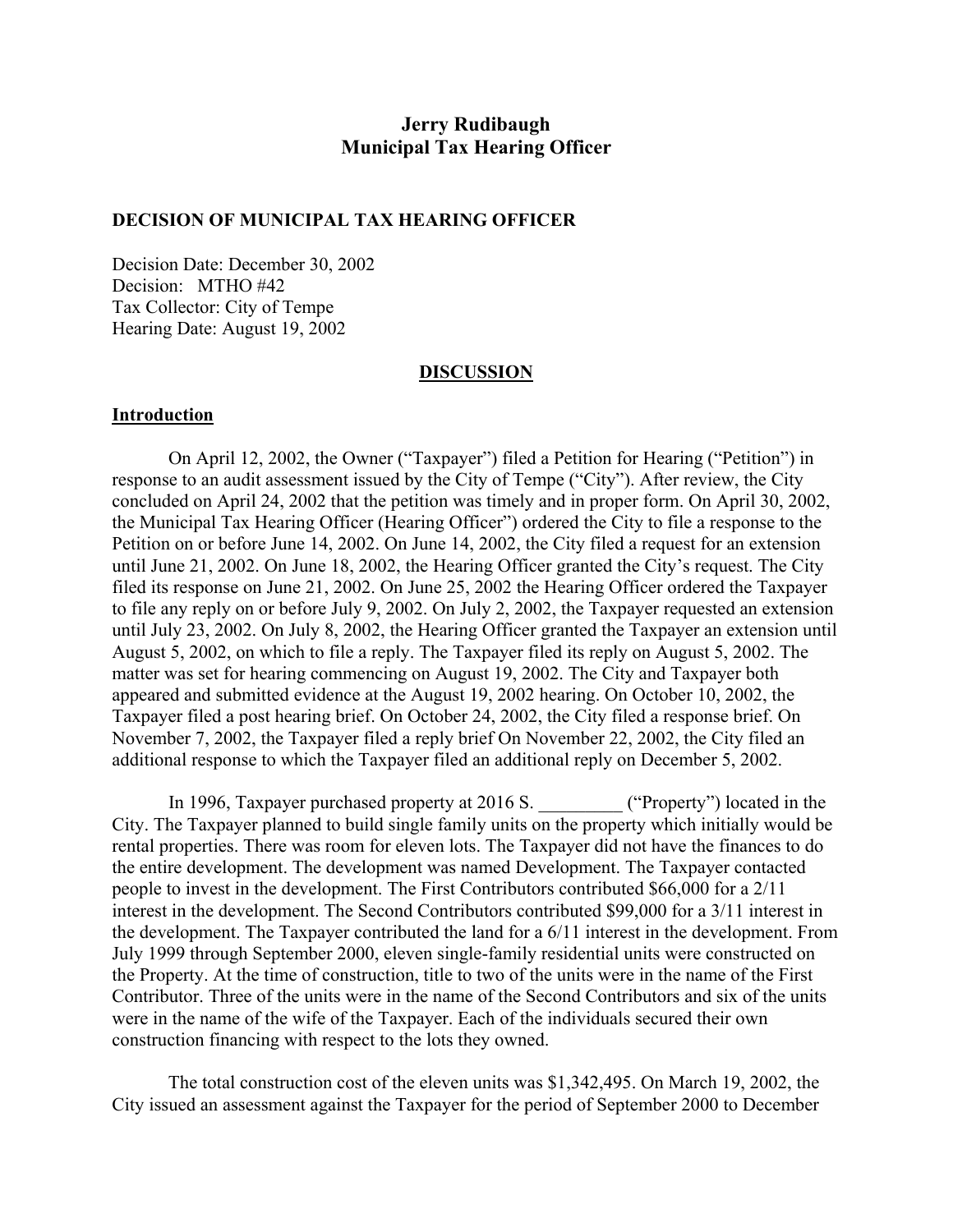# Jerry Rudibaugh
# Municipal Tax Hearing Officer

**DECISION OF MUNICIPAL TAX HEARING OFFICER**

Decision Date: December 30, 2002
Decision: MTHO #42
Tax Collector: City of Tempe
Hearing Date: August 19, 2002

## DISCUSSION

### Introduction

On April 12, 2002, the Owner ("Taxpayer") filed a Petition for Hearing ("Petition") in response to an audit assessment issued by the City of Tempe ("City"). After review, the City concluded on April 24, 2002 that the petition was timely and in proper form. On April 30, 2002, the Municipal Tax Hearing Officer (Hearing Officer") ordered the City to file a response to the Petition on or before June 14, 2002. On June 14, 2002, the City filed a request for an extension until June 21, 2002. On June 18, 2002, the Hearing Officer granted the City's request. The City filed its response on June 21, 2002. On June 25, 2002 the Hearing Officer ordered the Taxpayer to file any reply on or before July 9, 2002. On July 2, 2002, the Taxpayer requested an extension until July 23, 2002. On July 8, 2002, the Hearing Officer granted the Taxpayer an extension until August 5, 2002, on which to file a reply. The Taxpayer filed its reply on August 5, 2002. The matter was set for hearing commencing on August 19, 2002. The City and Taxpayer both appeared and submitted evidence at the August 19, 2002 hearing. On October 10, 2002, the Taxpayer filed a post hearing brief. On October 24, 2002, the City filed a response brief. On November 7, 2002, the Taxpayer filed a reply brief On November 22, 2002, the City filed an additional response to which the Taxpayer filed an additional reply on December 5, 2002.

In 1996, Taxpayer purchased property at 2016 S. _________ ("Property") located in the City. The Taxpayer planned to build single family units on the property which initially would be rental properties. There was room for eleven lots. The Taxpayer did not have the finances to do the entire development. The development was named Development. The Taxpayer contacted people to invest in the development. The First Contributors contributed $66,000 for a 2/11 interest in the development. The Second Contributors contributed $99,000 for a 3/11 interest in the development. The Taxpayer contributed the land for a 6/11 interest in the development. From July 1999 through September 2000, eleven single-family residential units were constructed on the Property. At the time of construction, title to two of the units were in the name of the First Contributor. Three of the units were in the name of the Second Contributors and six of the units were in the name of the wife of the Taxpayer. Each of the individuals secured their own construction financing with respect to the lots they owned.

The total construction cost of the eleven units was $1,342,495. On March 19, 2002, the City issued an assessment against the Taxpayer for the period of September 2000 to December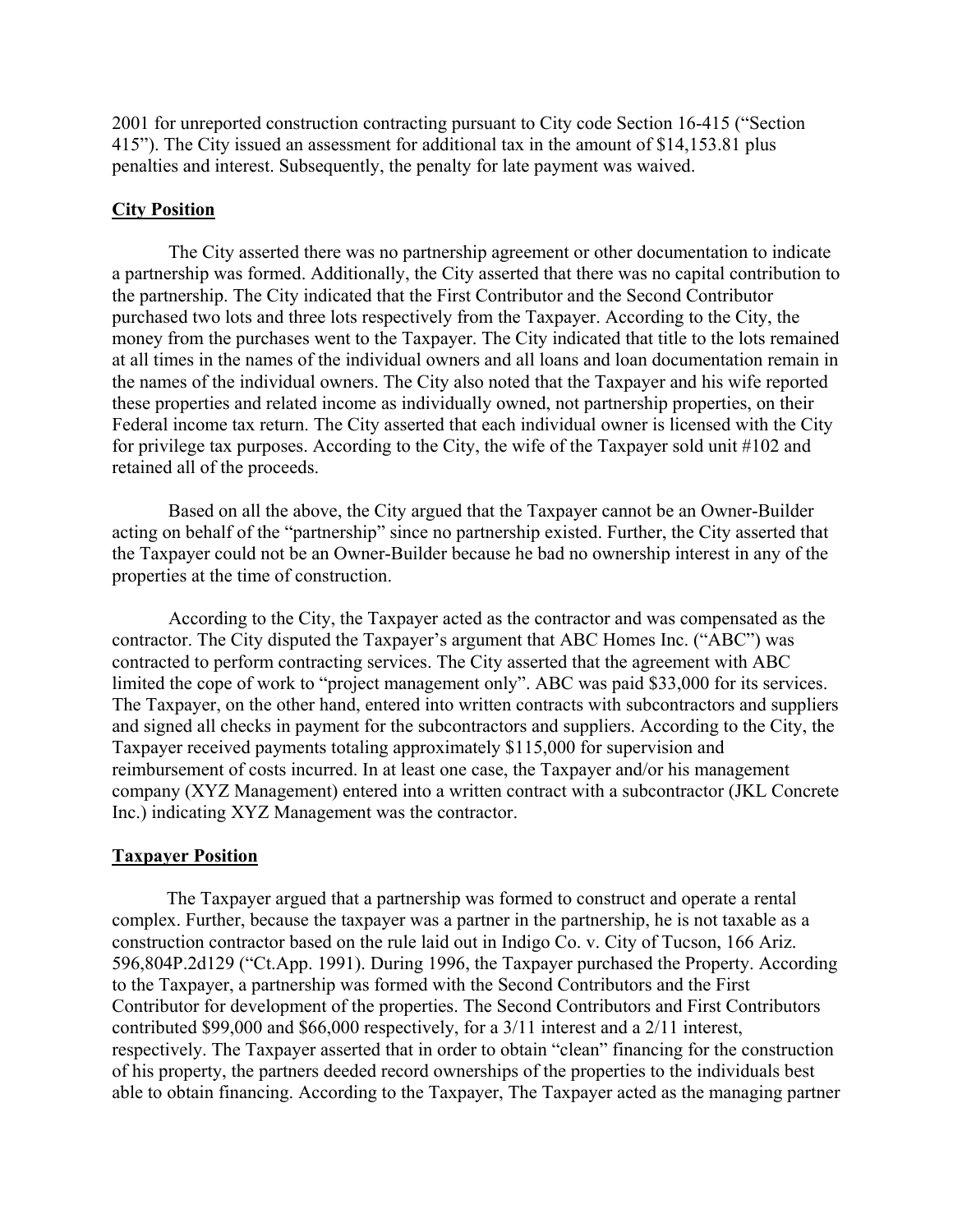2001 for unreported construction contracting pursuant to City code Section 16-415 ("Section 415"). The City issued an assessment for additional tax in the amount of $14,153.81 plus penalties and interest. Subsequently, the penalty for late payment was waived.

**City Position**

The City asserted there was no partnership agreement or other documentation to indicate a partnership was formed. Additionally, the City asserted that there was no capital contribution to the partnership. The City indicated that the First Contributor and the Second Contributor purchased two lots and three lots respectively from the Taxpayer. According to the City, the money from the purchases went to the Taxpayer. The City indicated that title to the lots remained at all times in the names of the individual owners and all loans and loan documentation remain in the names of the individual owners. The City also noted that the Taxpayer and his wife reported these properties and related income as individually owned, not partnership properties, on their Federal income tax return. The City asserted that each individual owner is licensed with the City for privilege tax purposes. According to the City, the wife of the Taxpayer sold unit #102 and retained all of the proceeds.

Based on all the above, the City argued that the Taxpayer cannot be an Owner-Builder acting on behalf of the "partnership" since no partnership existed. Further, the City asserted that the Taxpayer could not be an Owner-Builder because he bad no ownership interest in any of the properties at the time of construction.

According to the City, the Taxpayer acted as the contractor and was compensated as the contractor. The City disputed the Taxpayer's argument that ABC Homes Inc. ("ABC") was contracted to perform contracting services. The City asserted that the agreement with ABC limited the cope of work to "project management only". ABC was paid $33,000 for its services. The Taxpayer, on the other hand, entered into written contracts with subcontractors and suppliers and signed all checks in payment for the subcontractors and suppliers. According to the City, the Taxpayer received payments totaling approximately $115,000 for supervision and reimbursement of costs incurred. In at least one case, the Taxpayer and/or his management company (XYZ Management) entered into a written contract with a subcontractor (JKL Concrete Inc.) indicating XYZ Management was the contractor.

**Taxpayer Position**

The Taxpayer argued that a partnership was formed to construct and operate a rental complex. Further, because the taxpayer was a partner in the partnership, he is not taxable as a construction contractor based on the rule laid out in Indigo Co. v. City of Tucson, 166 Ariz. 596,804P.2d129 ("Ct.App. 1991). During 1996, the Taxpayer purchased the Property. According to the Taxpayer, a partnership was formed with the Second Contributors and the First Contributor for development of the properties. The Second Contributors and First Contributors contributed $99,000 and $66,000 respectively, for a 3/11 interest and a 2/11 interest, respectively. The Taxpayer asserted that in order to obtain "clean" financing for the construction of his property, the partners deeded record ownerships of the properties to the individuals best able to obtain financing. According to the Taxpayer, The Taxpayer acted as the managing partner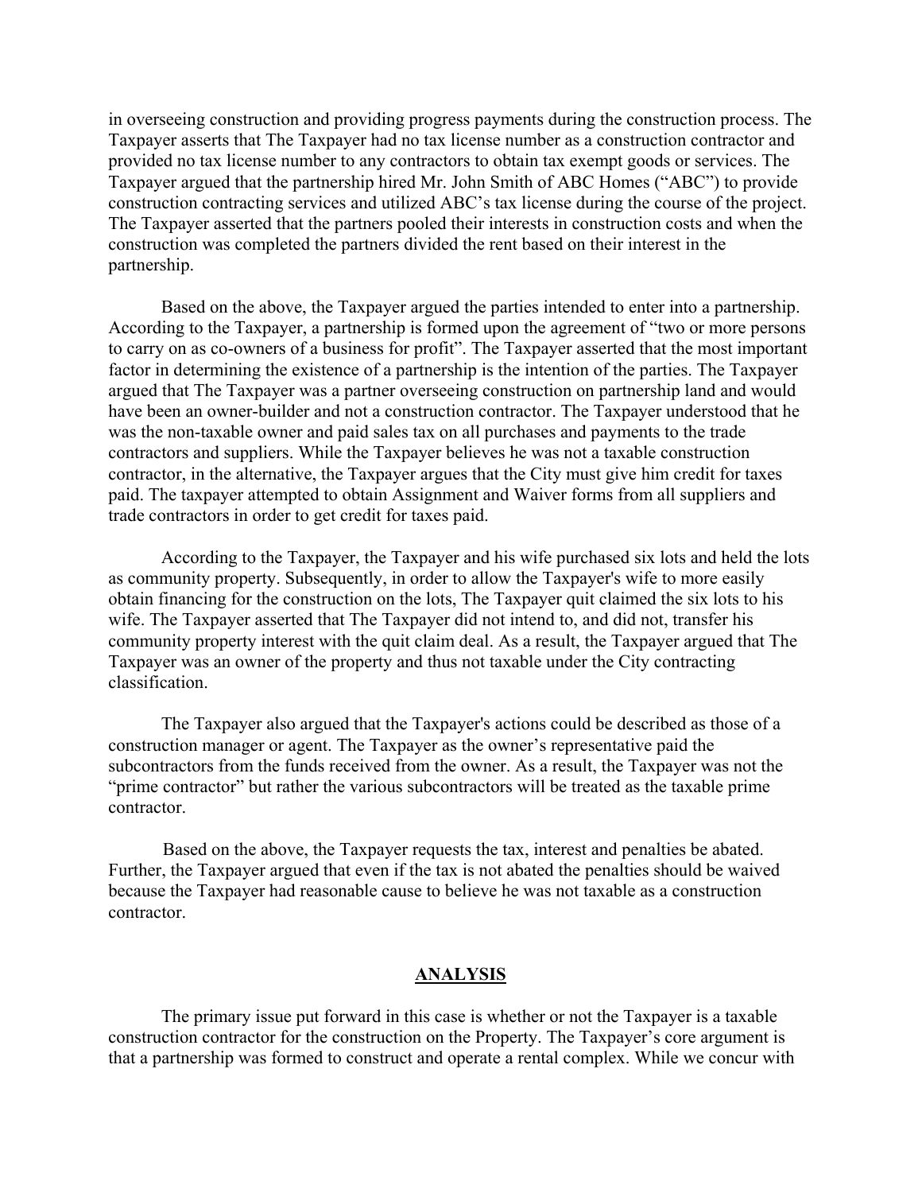in overseeing construction and providing progress payments during the construction process. The Taxpayer asserts that The Taxpayer had no tax license number as a construction contractor and provided no tax license number to any contractors to obtain tax exempt goods or services. The Taxpayer argued that the partnership hired Mr. John Smith of ABC Homes ("ABC") to provide construction contracting services and utilized ABC's tax license during the course of the project. The Taxpayer asserted that the partners pooled their interests in construction costs and when the construction was completed the partners divided the rent based on their interest in the partnership.

Based on the above, the Taxpayer argued the parties intended to enter into a partnership. According to the Taxpayer, a partnership is formed upon the agreement of "two or more persons to carry on as co-owners of a business for profit". The Taxpayer asserted that the most important factor in determining the existence of a partnership is the intention of the parties. The Taxpayer argued that The Taxpayer was a partner overseeing construction on partnership land and would have been an owner-builder and not a construction contractor. The Taxpayer understood that he was the non-taxable owner and paid sales tax on all purchases and payments to the trade contractors and suppliers. While the Taxpayer believes he was not a taxable construction contractor, in the alternative, the Taxpayer argues that the City must give him credit for taxes paid. The taxpayer attempted to obtain Assignment and Waiver forms from all suppliers and trade contractors in order to get credit for taxes paid.

According to the Taxpayer, the Taxpayer and his wife purchased six lots and held the lots as community property. Subsequently, in order to allow the Taxpayer's wife to more easily obtain financing for the construction on the lots, The Taxpayer quit claimed the six lots to his wife. The Taxpayer asserted that The Taxpayer did not intend to, and did not, transfer his community property interest with the quit claim deal. As a result, the Taxpayer argued that The Taxpayer was an owner of the property and thus not taxable under the City contracting classification.

The Taxpayer also argued that the Taxpayer's actions could be described as those of a construction manager or agent. The Taxpayer as the owner's representative paid the subcontractors from the funds received from the owner. As a result, the Taxpayer was not the "prime contractor" but rather the various subcontractors will be treated as the taxable prime contractor.

Based on the above, the Taxpayer requests the tax, interest and penalties be abated. Further, the Taxpayer argued that even if the tax is not abated the penalties should be waived because the Taxpayer had reasonable cause to believe he was not taxable as a construction contractor.

## ANALYSIS

The primary issue put forward in this case is whether or not the Taxpayer is a taxable construction contractor for the construction on the Property. The Taxpayer's core argument is that a partnership was formed to construct and operate a rental complex. While we concur with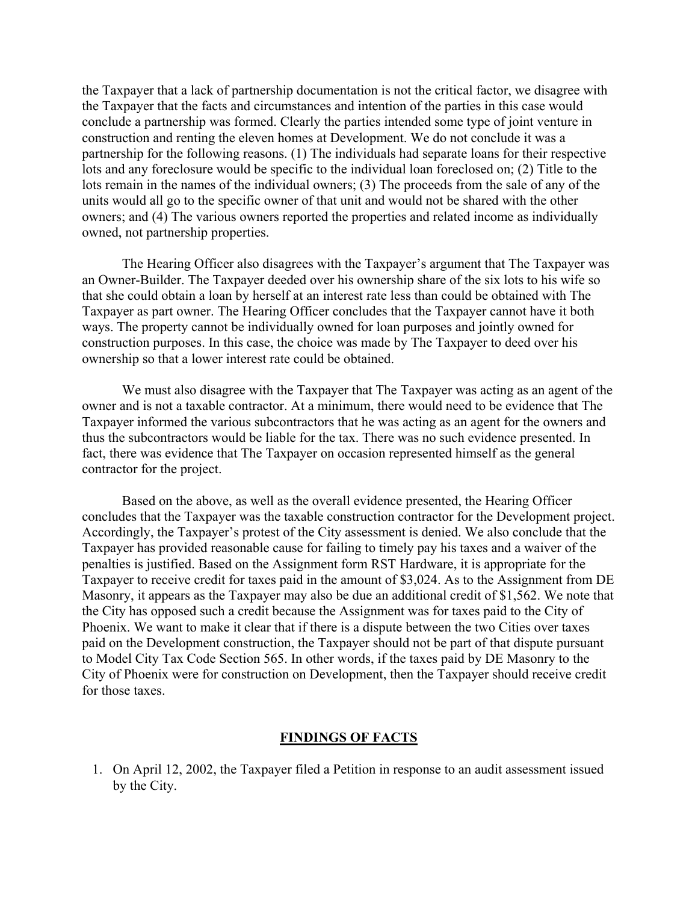the Taxpayer that a lack of partnership documentation is not the critical factor, we disagree with the Taxpayer that the facts and circumstances and intention of the parties in this case would conclude a partnership was formed. Clearly the parties intended some type of joint venture in construction and renting the eleven homes at Development. We do not conclude it was a partnership for the following reasons. (1) The individuals had separate loans for their respective lots and any foreclosure would be specific to the individual loan foreclosed on; (2) Title to the lots remain in the names of the individual owners; (3) The proceeds from the sale of any of the units would all go to the specific owner of that unit and would not be shared with the other owners; and (4) The various owners reported the properties and related income as individually owned, not partnership properties.

The Hearing Officer also disagrees with the Taxpayer's argument that The Taxpayer was an Owner-Builder. The Taxpayer deeded over his ownership share of the six lots to his wife so that she could obtain a loan by herself at an interest rate less than could be obtained with The Taxpayer as part owner. The Hearing Officer concludes that the Taxpayer cannot have it both ways. The property cannot be individually owned for loan purposes and jointly owned for construction purposes. In this case, the choice was made by The Taxpayer to deed over his ownership so that a lower interest rate could be obtained.

We must also disagree with the Taxpayer that The Taxpayer was acting as an agent of the owner and is not a taxable contractor. At a minimum, there would need to be evidence that The Taxpayer informed the various subcontractors that he was acting as an agent for the owners and thus the subcontractors would be liable for the tax. There was no such evidence presented. In fact, there was evidence that The Taxpayer on occasion represented himself as the general contractor for the project.

Based on the above, as well as the overall evidence presented, the Hearing Officer concludes that the Taxpayer was the taxable construction contractor for the Development project. Accordingly, the Taxpayer's protest of the City assessment is denied. We also conclude that the Taxpayer has provided reasonable cause for failing to timely pay his taxes and a waiver of the penalties is justified. Based on the Assignment form RST Hardware, it is appropriate for the Taxpayer to receive credit for taxes paid in the amount of $3,024. As to the Assignment from DE Masonry, it appears as the Taxpayer may also be due an additional credit of $1,562. We note that the City has opposed such a credit because the Assignment was for taxes paid to the City of Phoenix. We want to make it clear that if there is a dispute between the two Cities over taxes paid on the Development construction, the Taxpayer should not be part of that dispute pursuant to Model City Tax Code Section 565. In other words, if the taxes paid by DE Masonry to the City of Phoenix were for construction on Development, then the Taxpayer should receive credit for those taxes.

## FINDINGS OF FACTS

1. On April 12, 2002, the Taxpayer filed a Petition in response to an audit assessment issued by the City.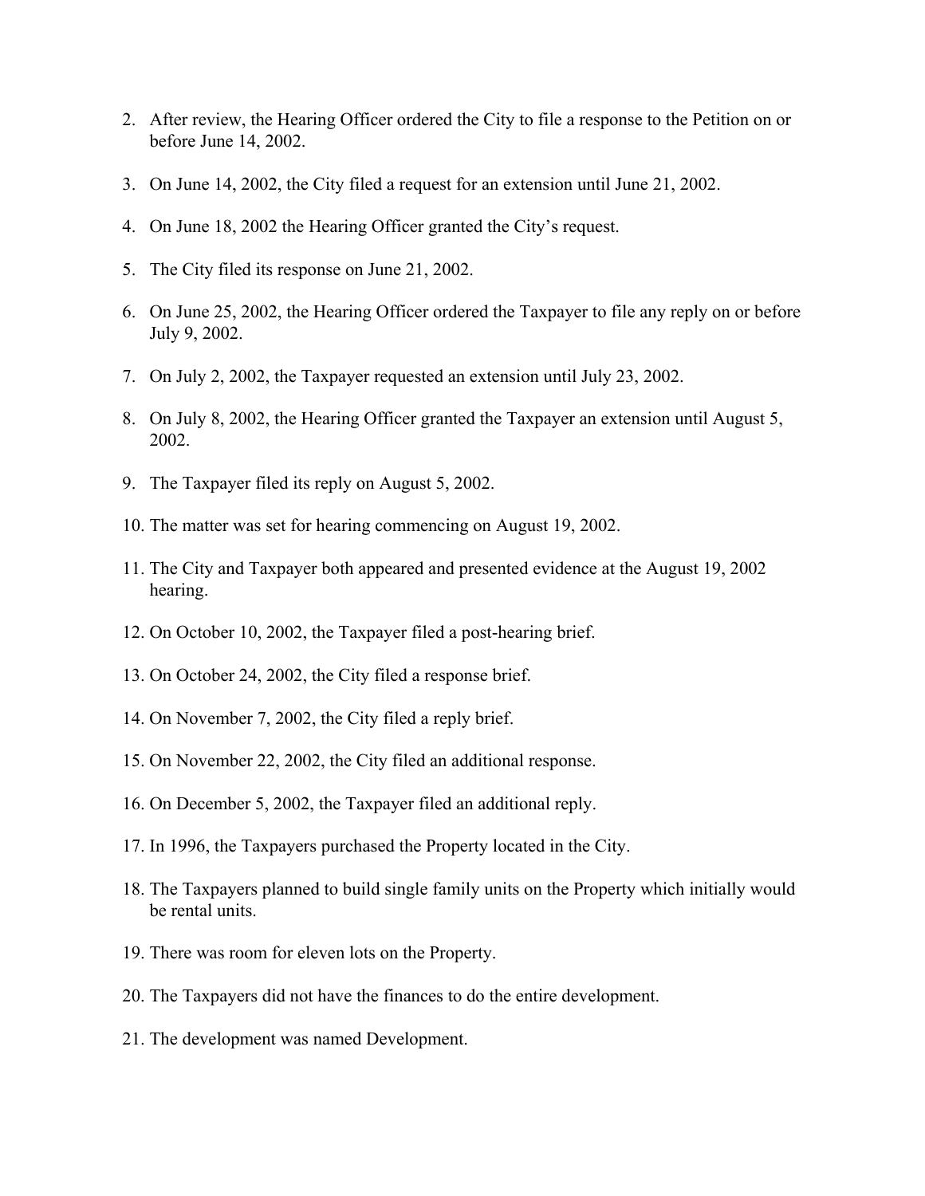2. After review, the Hearing Officer ordered the City to file a response to the Petition on or before June 14, 2002.
3. On June 14, 2002, the City filed a request for an extension until June 21, 2002.
4. On June 18, 2002 the Hearing Officer granted the City's request.
5. The City filed its response on June 21, 2002.
6. On June 25, 2002, the Hearing Officer ordered the Taxpayer to file any reply on or before July 9, 2002.
7. On July 2, 2002, the Taxpayer requested an extension until July 23, 2002.
8. On July 8, 2002, the Hearing Officer granted the Taxpayer an extension until August 5, 2002.
9. The Taxpayer filed its reply on August 5, 2002.
10. The matter was set for hearing commencing on August 19, 2002.
11. The City and Taxpayer both appeared and presented evidence at the August 19, 2002 hearing.
12. On October 10, 2002, the Taxpayer filed a post-hearing brief.
13. On October 24, 2002, the City filed a response brief.
14. On November 7, 2002, the City filed a reply brief.
15. On November 22, 2002, the City filed an additional response.
16. On December 5, 2002, the Taxpayer filed an additional reply.
17. In 1996, the Taxpayers purchased the Property located in the City.
18. The Taxpayers planned to build single family units on the Property which initially would be rental units.
19. There was room for eleven lots on the Property.
20. The Taxpayers did not have the finances to do the entire development.
21. The development was named Development.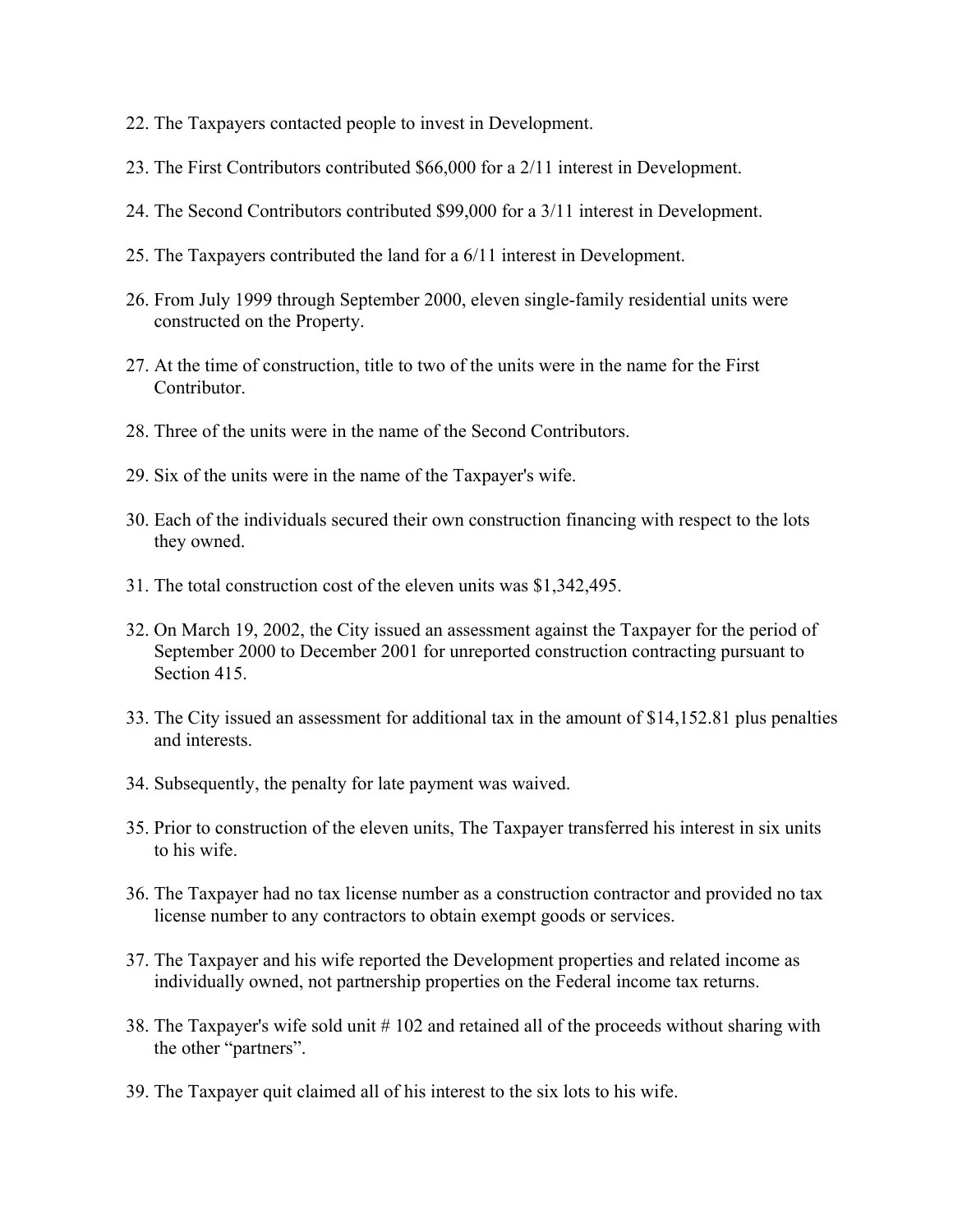22. The Taxpayers contacted people to invest in Development.

23. The First Contributors contributed $66,000 for a 2/11 interest in Development.

24. The Second Contributors contributed $99,000 for a 3/11 interest in Development.

25. The Taxpayers contributed the land for a 6/11 interest in Development.

26. From July 1999 through September 2000, eleven single-family residential units were constructed on the Property.

27. At the time of construction, title to two of the units were in the name for the First Contributor.

28. Three of the units were in the name of the Second Contributors.

29. Six of the units were in the name of the Taxpayer's wife.

30. Each of the individuals secured their own construction financing with respect to the lots they owned.

31. The total construction cost of the eleven units was $1,342,495.

32. On March 19, 2002, the City issued an assessment against the Taxpayer for the period of September 2000 to December 2001 for unreported construction contracting pursuant to Section 415.

33. The City issued an assessment for additional tax in the amount of $14,152.81 plus penalties and interests.

34. Subsequently, the penalty for late payment was waived.

35. Prior to construction of the eleven units, The Taxpayer transferred his interest in six units to his wife.

36. The Taxpayer had no tax license number as a construction contractor and provided no tax license number to any contractors to obtain exempt goods or services.

37. The Taxpayer and his wife reported the Development properties and related income as individually owned, not partnership properties on the Federal income tax returns.

38. The Taxpayer's wife sold unit # 102 and retained all of the proceeds without sharing with the other "partners".

39. The Taxpayer quit claimed all of his interest to the six lots to his wife.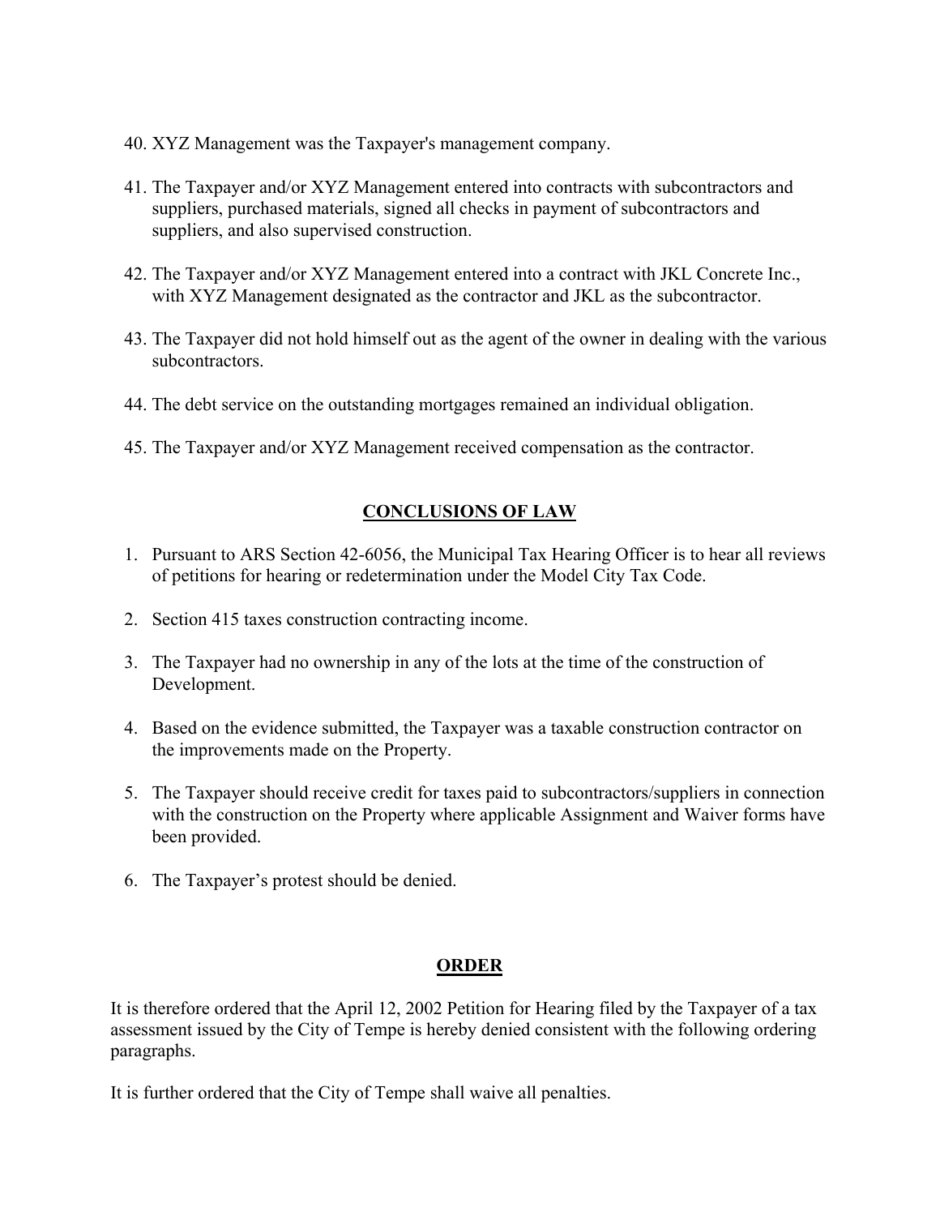40. XYZ Management was the Taxpayer's management company.

41. The Taxpayer and/or XYZ Management entered into contracts with subcontractors and suppliers, purchased materials, signed all checks in payment of subcontractors and suppliers, and also supervised construction.

42. The Taxpayer and/or XYZ Management entered into a contract with JKL Concrete Inc., with XYZ Management designated as the contractor and JKL as the subcontractor.

43. The Taxpayer did not hold himself out as the agent of the owner in dealing with the various subcontractors.

44. The debt service on the outstanding mortgages remained an individual obligation.

45. The Taxpayer and/or XYZ Management received compensation as the contractor.

## CONCLUSIONS OF LAW

1. Pursuant to ARS Section 42-6056, the Municipal Tax Hearing Officer is to hear all reviews of petitions for hearing or redetermination under the Model City Tax Code.

2. Section 415 taxes construction contracting income.

3. The Taxpayer had no ownership in any of the lots at the time of the construction of Development.

4. Based on the evidence submitted, the Taxpayer was a taxable construction contractor on the improvements made on the Property.

5. The Taxpayer should receive credit for taxes paid to subcontractors/suppliers in connection with the construction on the Property where applicable Assignment and Waiver forms have been provided.

6. The Taxpayer's protest should be denied.

## ORDER

It is therefore ordered that the April 12, 2002 Petition for Hearing filed by the Taxpayer of a tax assessment issued by the City of Tempe is hereby denied consistent with the following ordering paragraphs.

It is further ordered that the City of Tempe shall waive all penalties.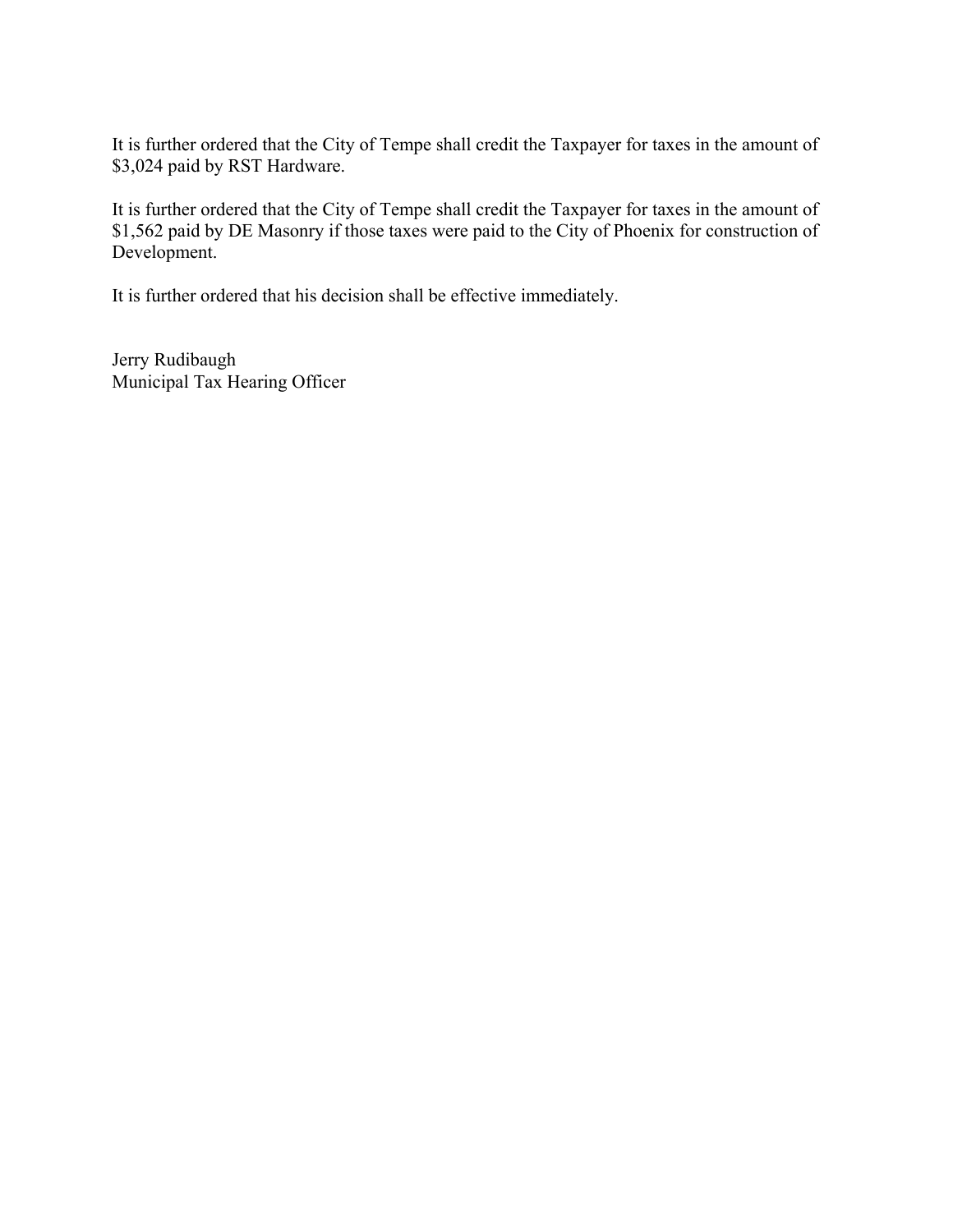It is further ordered that the City of Tempe shall credit the Taxpayer for taxes in the amount of $3,024 paid by RST Hardware.

It is further ordered that the City of Tempe shall credit the Taxpayer for taxes in the amount of $1,562 paid by DE Masonry if those taxes were paid to the City of Phoenix for construction of Development.

It is further ordered that his decision shall be effective immediately.

Jerry Rudibaugh
Municipal Tax Hearing Officer